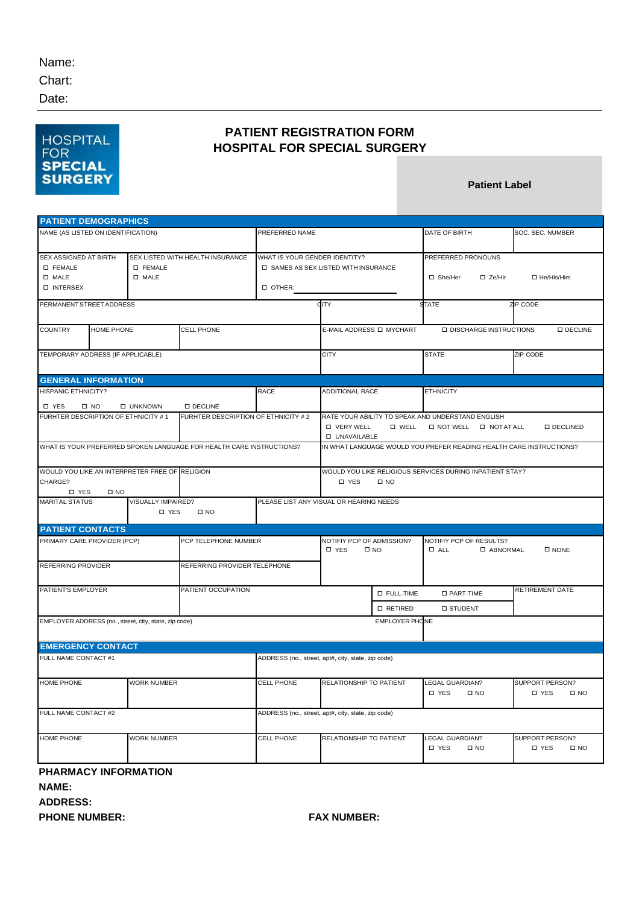Name:

Chart:

Date:

HOSPITAL FOR SPECIAL SURGERY

# PATIENT REGISTRATION FORM
# HOSPITAL FOR SPECIAL SURGERY

**Patient Label**

## PATIENT DEMOGRAPHICS

| NAME (AS LISTED ON IDENTIFICATION) | PREFERRED NAME | DATE OF BIRTH | SOC. SEC. NUMBER |
|---|---|---|---|
| | | | |

| SEX ASSIGNED AT BIRTH | SEX LISTED WITH HEALTH INSURANCE | WHAT IS YOUR GENDER IDENTITY? | PREFERRED PRONOUNS |
|---|---|---|---|
| ☐ FEMALE ☐ MALE ☐ INTERSEX | ☐ FEMALE ☐ MALE | ☐ SAMES AS SEX LISTED WITH INSURANCE ☐ OTHER: ______ | ☐ She/Her ☐ Ze/Hir ☐ He/His/Him |

| PERMANENT STREET ADDRESS | CITY | STATE | ZIP CODE |
|---|---|---|---|
| | | | |

| COUNTRY | HOME PHONE | CELL PHONE | E-MAIL ADDRESS ☐ MYCHART ☐ DISCHARGE INSTRUCTIONS ☐ DECLINE |
|---|---|---|---|
| | | | |

| TEMPORARY ADDRESS (IF APPLICABLE) | CITY | STATE | ZIP CODE |
|---|---|---|---|
| | | | |

## GENERAL INFORMATION

| HISPANIC ETHNICITY? | RACE | ADDITIONAL RACE | ETHNICITY |
|---|---|---|---|
| ☐ YES ☐ NO ☐ UNKNOWN ☐ DECLINE | | | |

| FURHTER DESCRIPTION OF ETHNICITY # 1 | FURHTER DESCRIPTION OF ETHNICITY # 2 | RATE YOUR ABILITY TO SPEAK AND UNDERSTAND ENGLISH |
|---|---|---|
| | | ☐ VERY WELL ☐ WELL ☐ NOT WELL ☐ NOT AT ALL ☐ DECLINED ☐ UNAVAILABLE |

| WHAT IS YOUR PREFERRED SPOKEN LANGUAGE FOR HEALTH CARE INSTRUCTIONS? | IN WHAT LANGUAGE WOULD YOU PREFER READING HEALTH CARE INSTRUCTIONS? |
|---|---|
| | |

| WOULD YOU LIKE AN INTERPRETER FREE OF CHARGE? | RELIGION | WOULD YOU LIKE RELIGIOUS SERVICES DURING INPATIENT STAY? |
|---|---|---|
| ☐ YES ☐ NO | | ☐ YES ☐ NO |

| MARITAL STATUS | VISUALLY IMPAIRED? | PLEASE LIST ANY VISUAL OR HEARING NEEDS |
|---|---|---|
| | ☐ YES ☐ NO | |

## PATIENT CONTACTS

| PRIMARY CARE PROVIDER (PCP) | PCP TELEPHONE NUMBER | NOTIFY PCP OF ADMISSION? | NOTIFY PCP OF RESULTS? |
|---|---|---|---|
| | | ☐ YES ☐ NO | ☐ ALL ☐ ABNORMAL ☐ NONE |
| REFERRING PROVIDER | REFERRING PROVIDER TELEPHONE | | |
| | | | |

| PATIENT'S EMPLOYER | PATIENT OCCUPATION | | | RETIREMENT DATE |
|---|---|---|---|---|
| | | ☐ FULL-TIME | ☐ PART-TIME | |
| | | ☐ RETIRED | ☐ STUDENT | |

| EMPLOYER ADDRESS (no., street, city, state, zip code) | EMPLOYER PHONE |
|---|---|
| | |

## EMERGENCY CONTACT

| FULL NAME CONTACT #1 | ADDRESS (no., street, apt#, city, state, zip code) |
|---|---|
| | |

| HOME PHONE | WORK NUMBER | CELL PHONE | RELATIONSHIP TO PATIENT | LEGAL GUARDIAN? | SUPPORT PERSON? |
|---|---|---|---|---|---|
| | | | | ☐ YES ☐ NO | ☐ YES ☐ NO |

| FULL NAME CONTACT #2 | ADDRESS (no., street, apt#, city, state, zip code) |
|---|---|
| | |

| HOME PHONE | WORK NUMBER | CELL PHONE | RELATIONSHIP TO PATIENT | LEGAL GUARDIAN? | SUPPORT PERSON? |
|---|---|---|---|---|---|
| | | | | ☐ YES ☐ NO | ☐ YES ☐ NO |

**PHARMACY INFORMATION**

**NAME:**

**ADDRESS:**

**PHONE NUMBER:**

**FAX NUMBER:**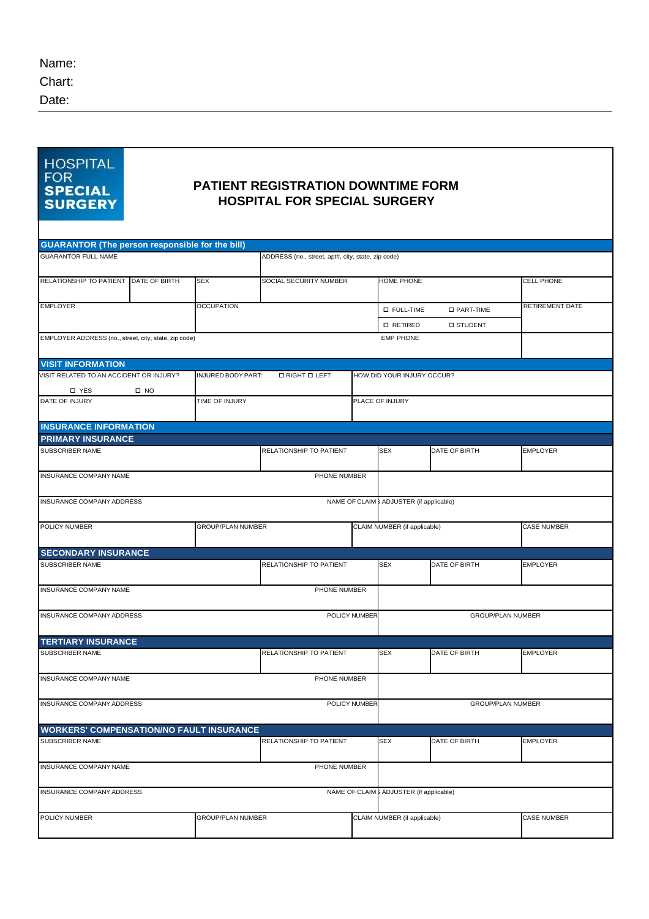Name:

Chart:

Date:

HOSPITAL FOR SPECIAL SURGERY

# PATIENT REGISTRATION DOWNTIME FORM
# HOSPITAL FOR SPECIAL SURGERY

## GUARANTOR (The person responsible for the bill)

| | | | | | |
|---|---|---|---|---|---|
| GUARANTOR FULL NAME | | | ADDRESS (no., street, apt#, city, state, zip code) | | |
| RELATIONSHIP TO PATIENT | DATE OF BIRTH | SEX | SOCIAL SECURITY NUMBER | HOME PHONE | CELL PHONE |
| EMPLOYER | | OCCUPATION | | ☐ FULL-TIME ☐ PART-TIME ☐ RETIRED ☐ STUDENT | RETIREMENT DATE |
| EMPLOYER ADDRESS (no., street, city, state, zip code) | | | | EMP PHONE | |

## VISIT INFORMATION

| | | | |
|---|---|---|---|
| VISIT RELATED TO AN ACCIDENT OR INJURY? ☐ YES ☐ NO | INJURED BODY PART: | ☐ RIGHT ☐ LEFT | HOW DID YOUR INJURY OCCUR? |
| DATE OF INJURY | TIME OF INJURY | | PLACE OF INJURY |

## INSURANCE INFORMATION

### PRIMARY INSURANCE

| | | | | | |
|---|---|---|---|---|---|
| SUBSCRIBER NAME | | RELATIONSHIP TO PATIENT | SEX | DATE OF BIRTH | EMPLOYER |
| INSURANCE COMPANY NAME | | PHONE NUMBER | | | |
| INSURANCE COMPANY ADDRESS | | NAME OF CLAIMS ADJUSTER (if applicable) | | | |
| POLICY NUMBER | GROUP/PLAN NUMBER | CLAIM NUMBER (if applicable) | | | CASE NUMBER |

### SECONDARY INSURANCE

| | | | | | |
|---|---|---|---|---|---|
| SUBSCRIBER NAME | | RELATIONSHIP TO PATIENT | SEX | DATE OF BIRTH | EMPLOYER |
| INSURANCE COMPANY NAME | | PHONE NUMBER | | | |
| INSURANCE COMPANY ADDRESS | | POLICY NUMBER | GROUP/PLAN NUMBER | | |

### TERTIARY INSURANCE

| | | | | | |
|---|---|---|---|---|---|
| SUBSCRIBER NAME | | RELATIONSHIP TO PATIENT | SEX | DATE OF BIRTH | EMPLOYER |
| INSURANCE COMPANY NAME | | PHONE NUMBER | | | |
| INSURANCE COMPANY ADDRESS | | POLICY NUMBER | GROUP/PLAN NUMBER | | |

### WORKERS' COMPENSATION/NO FAULT INSURANCE

| | | | | | |
|---|---|---|---|---|---|
| SUBSCRIBER NAME | | RELATIONSHIP TO PATIENT | SEX | DATE OF BIRTH | EMPLOYER |
| INSURANCE COMPANY NAME | | PHONE NUMBER | | | |
| INSURANCE COMPANY ADDRESS | | NAME OF CLAIMS ADJUSTER (if applicable) | | | |
| POLICY NUMBER | GROUP/PLAN NUMBER | CLAIM NUMBER (if applicable) | | | CASE NUMBER |